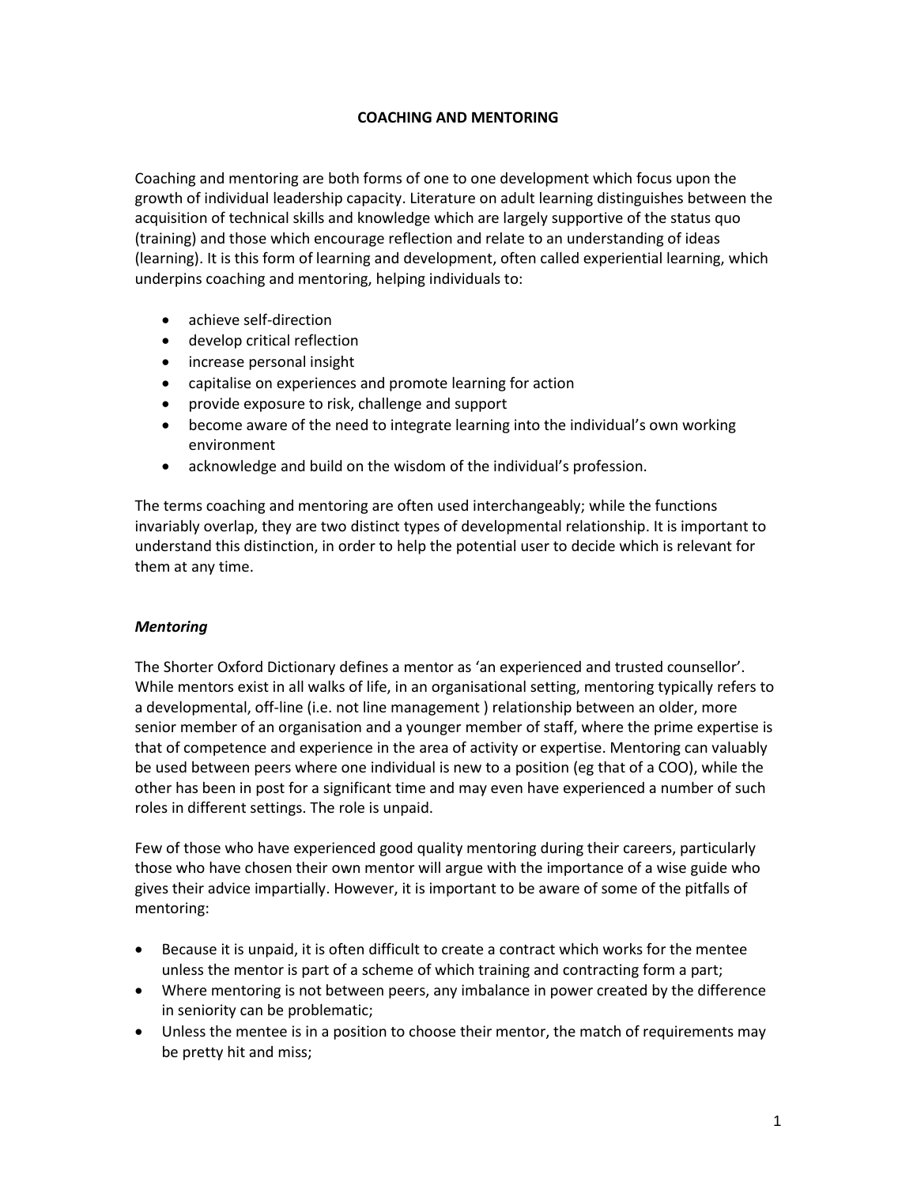# COACHING AND MENTORING

Coaching and mentoring are both forms of one to one development which focus upon the growth of individual leadership capacity. Literature on adult learning distinguishes between the acquisition of technical skills and knowledge which are largely supportive of the status quo (training) and those which encourage reflection and relate to an understanding of ideas (learning). It is this form of learning and development, often called experiential learning, which underpins coaching and mentoring, helping individuals to:

- achieve self-direction
- develop critical reflection
- increase personal insight
- capitalise on experiences and promote learning for action
- provide exposure to risk, challenge and support
- become aware of the need to integrate learning into the individual's own working environment
- acknowledge and build on the wisdom of the individual's profession.

The terms coaching and mentoring are often used interchangeably; while the functions invariably overlap, they are two distinct types of developmental relationship. It is important to understand this distinction, in order to help the potential user to decide which is relevant for them at any time.

## *Mentoring*

The Shorter Oxford Dictionary defines a mentor as 'an experienced and trusted counsellor'. While mentors exist in all walks of life, in an organisational setting, mentoring typically refers to a developmental, off-line (i.e. not line management ) relationship between an older, more senior member of an organisation and a younger member of staff, where the prime expertise is that of competence and experience in the area of activity or expertise. Mentoring can valuably be used between peers where one individual is new to a position (eg that of a COO), while the other has been in post for a significant time and may even have experienced a number of such roles in different settings. The role is unpaid.

Few of those who have experienced good quality mentoring during their careers, particularly those who have chosen their own mentor will argue with the importance of a wise guide who gives their advice impartially. However, it is important to be aware of some of the pitfalls of mentoring:

- Because it is unpaid, it is often difficult to create a contract which works for the mentee unless the mentor is part of a scheme of which training and contracting form a part;
- Where mentoring is not between peers, any imbalance in power created by the difference in seniority can be problematic;
- Unless the mentee is in a position to choose their mentor, the match of requirements may be pretty hit and miss;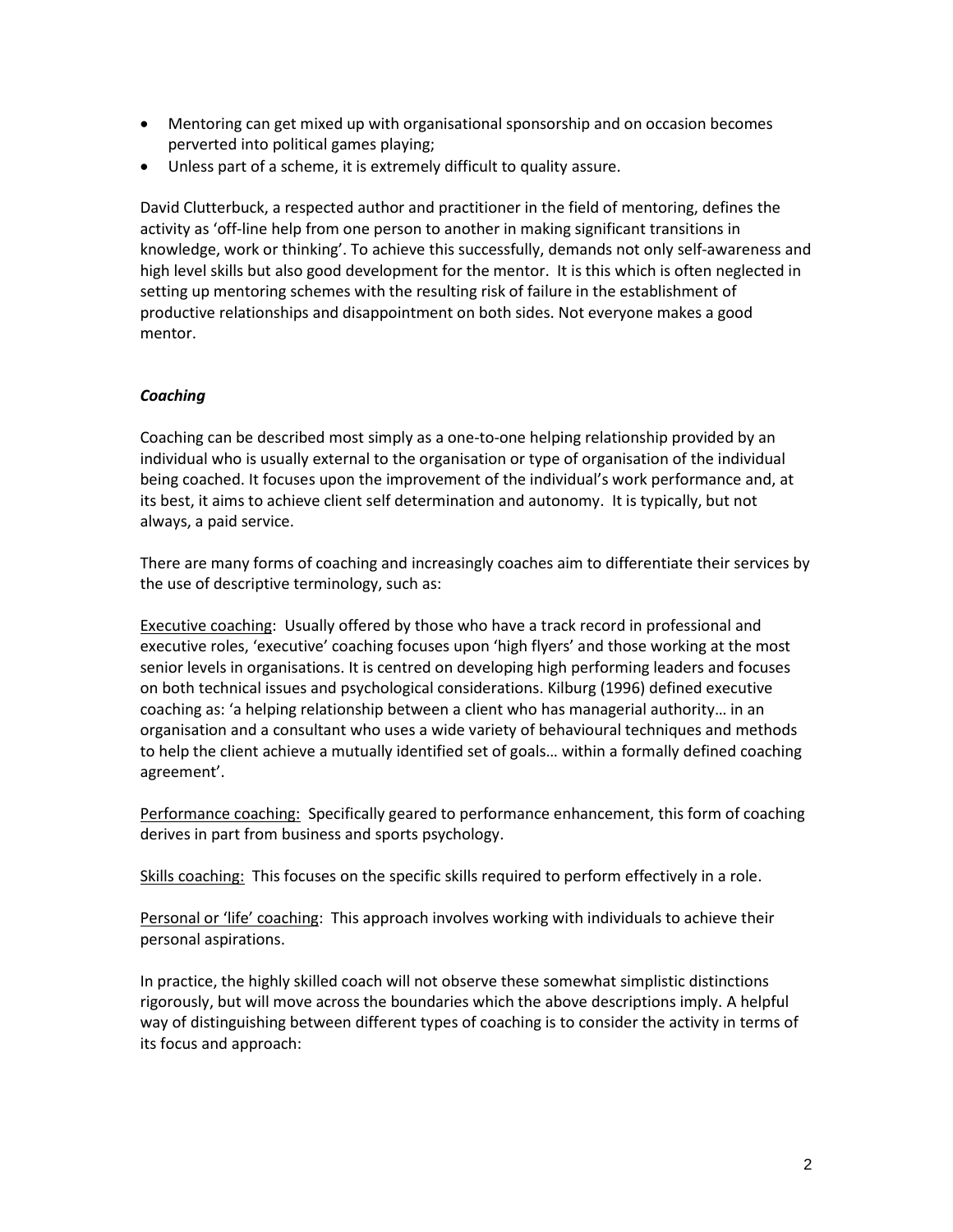- Mentoring can get mixed up with organisational sponsorship and on occasion becomes perverted into political games playing;
- Unless part of a scheme, it is extremely difficult to quality assure.

David Clutterbuck, a respected author and practitioner in the field of mentoring, defines the activity as 'off-line help from one person to another in making significant transitions in knowledge, work or thinking'. To achieve this successfully, demands not only self-awareness and high level skills but also good development for the mentor. It is this which is often neglected in setting up mentoring schemes with the resulting risk of failure in the establishment of productive relationships and disappointment on both sides. Not everyone makes a good mentor.

### *Coaching*

Coaching can be described most simply as a one-to-one helping relationship provided by an individual who is usually external to the organisation or type of organisation of the individual being coached. It focuses upon the improvement of the individual's work performance and, at its best, it aims to achieve client self determination and autonomy. It is typically, but not always, a paid service.

There are many forms of coaching and increasingly coaches aim to differentiate their services by the use of descriptive terminology, such as:

<u>Executive coaching</u>: Usually offered by those who have a track record in professional and executive roles, 'executive' coaching focuses upon 'high flyers' and those working at the most senior levels in organisations. It is centred on developing high performing leaders and focuses on both technical issues and psychological considerations. Kilburg (1996) defined executive coaching as: 'a helping relationship between a client who has managerial authority… in an organisation and a consultant who uses a wide variety of behavioural techniques and methods to help the client achieve a mutually identified set of goals… within a formally defined coaching agreement'.

<u>Performance coaching:</u> Specifically geared to performance enhancement, this form of coaching derives in part from business and sports psychology.

<u>Skills coaching:</u> This focuses on the specific skills required to perform effectively in a role.

<u>Personal or 'life' coaching</u>: This approach involves working with individuals to achieve their personal aspirations.

In practice, the highly skilled coach will not observe these somewhat simplistic distinctions rigorously, but will move across the boundaries which the above descriptions imply. A helpful way of distinguishing between different types of coaching is to consider the activity in terms of its focus and approach: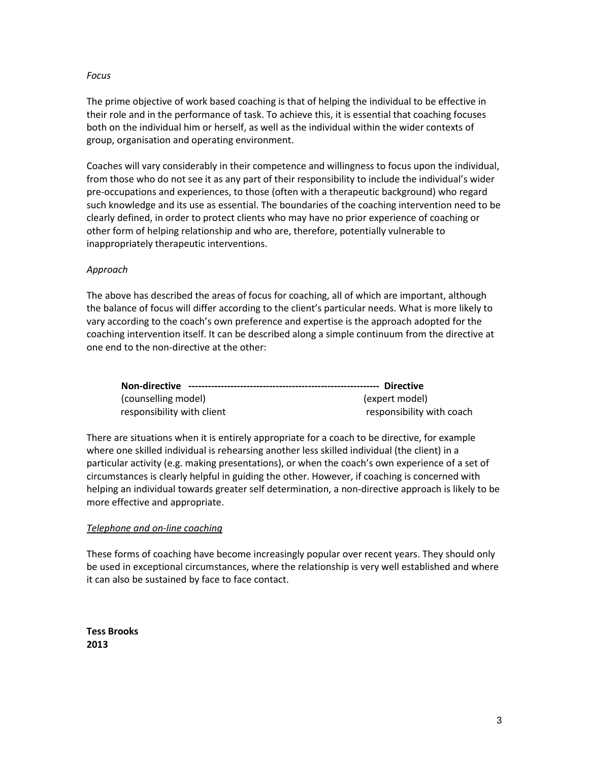*Focus*

The prime objective of work based coaching is that of helping the individual to be effective in their role and in the performance of task. To achieve this, it is essential that coaching focuses both on the individual him or herself, as well as the individual within the wider contexts of group, organisation and operating environment.

Coaches will vary considerably in their competence and willingness to focus upon the individual, from those who do not see it as any part of their responsibility to include the individual's wider pre-occupations and experiences, to those (often with a therapeutic background) who regard such knowledge and its use as essential. The boundaries of the coaching intervention need to be clearly defined, in order to protect clients who may have no prior experience of coaching or other form of helping relationship and who are, therefore, potentially vulnerable to inappropriately therapeutic interventions.

*Approach*

The above has described the areas of focus for coaching, all of which are important, although the balance of focus will differ according to the client's particular needs. What is more likely to vary according to the coach's own preference and expertise is the approach adopted for the coaching intervention itself. It can be described along a simple continuum from the directive at one end to the non-directive at the other:

| | |
|---|---|
| **Non-directive** ---------------------------------------------------------- | **Directive** |
| (counselling model) | (expert model) |
| responsibility with client | responsibility with coach |

There are situations when it is entirely appropriate for a coach to be directive, for example where one skilled individual is rehearsing another less skilled individual (the client) in a particular activity (e.g. making presentations), or when the coach's own experience of a set of circumstances is clearly helpful in guiding the other. However, if coaching is concerned with helping an individual towards greater self determination, a non-directive approach is likely to be more effective and appropriate.

*<u>Telephone and on-line coaching</u>*

These forms of coaching have become increasingly popular over recent years. They should only be used in exceptional circumstances, where the relationship is very well established and where it can also be sustained by face to face contact.

**Tess Brooks**
**2013**